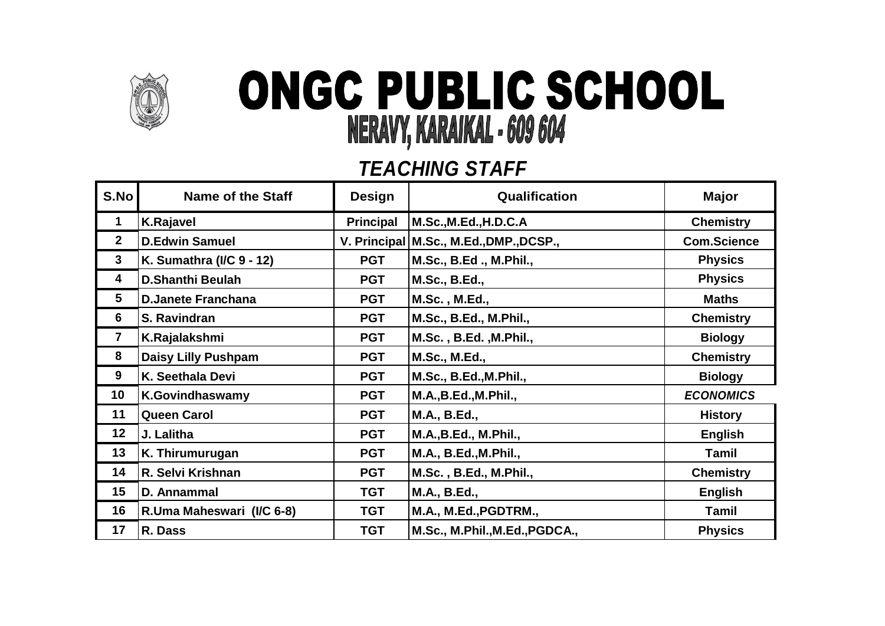# ONGC PUBLIC SCHOOL

## NERAVY, KARAIKAL - 609 604

### *TEACHING STAFF*

| S.No | Name of the Staff | Design | Qualification | Major |
|---|---|---|---|---|
| 1 | K.Rajavel | Principal | M.Sc.,M.Ed.,H.D.C.A | Chemistry |
| 2 | D.Edwin Samuel | V. Principal | M.Sc., M.Ed.,DMP.,DCSP., | Com.Science |
| 3 | K. Sumathra (I/C 9 - 12) | PGT | M.Sc., B.Ed ., M.Phil., | Physics |
| 4 | D.Shanthi Beulah | PGT | M.Sc., B.Ed., | Physics |
| 5 | D.Janete Franchana | PGT | M.Sc. , M.Ed., | Maths |
| 6 | S. Ravindran | PGT | M.Sc., B.Ed., M.Phil., | Chemistry |
| 7 | K.Rajalakshmi | PGT | M.Sc. , B.Ed. ,M.Phil., | Biology |
| 8 | Daisy Lilly Pushpam | PGT | M.Sc., M.Ed., | Chemistry |
| 9 | K. Seethala Devi | PGT | M.Sc., B.Ed.,M.Phil., | Biology |
| 10 | K.Govindhaswamy | PGT | M.A.,B.Ed.,M.Phil., | *ECONOMICS* |
| 11 | Queen Carol | PGT | M.A., B.Ed., | History |
| 12 | J. Lalitha | PGT | M.A.,B.Ed., M.Phil., | English |
| 13 | K. Thirumurugan | PGT | M.A., B.Ed.,M.Phil., | Tamil |
| 14 | R. Selvi Krishnan | PGT | M.Sc. , B.Ed., M.Phil., | Chemistry |
| 15 | D. Annammal | TGT | M.A., B.Ed., | English |
| 16 | R.Uma Maheswari (I/C 6-8) | TGT | M.A., M.Ed.,PGDTRM., | Tamil |
| 17 | R. Dass | TGT | M.Sc., M.Phil.,M.Ed.,PGDCA., | Physics |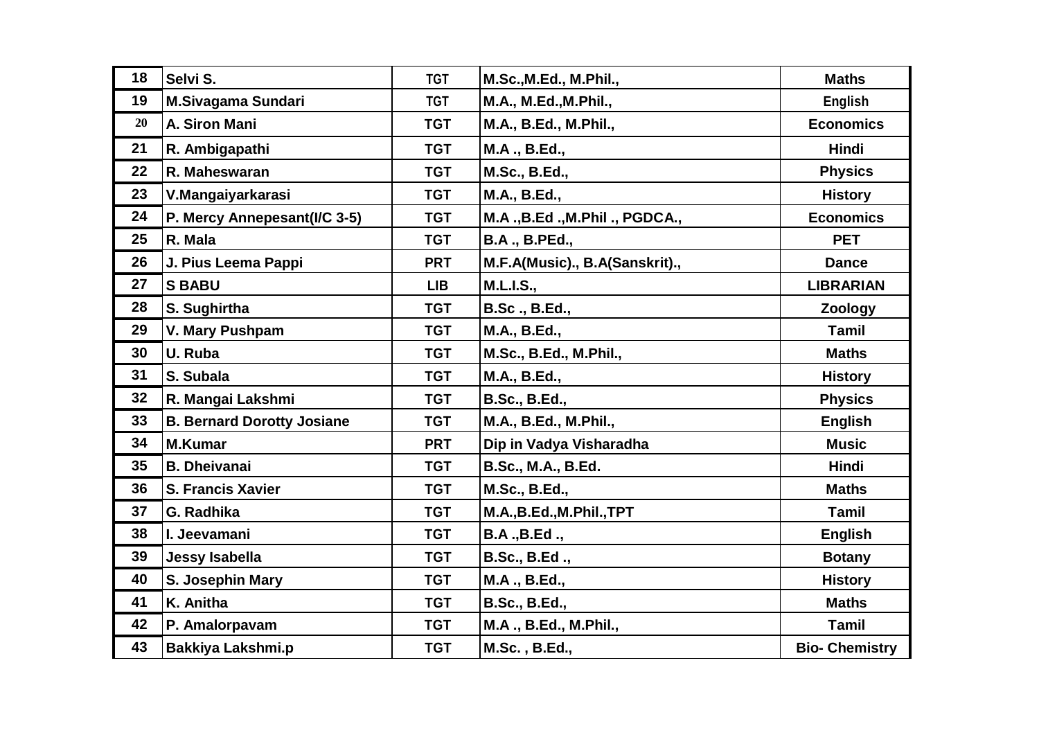| | | | | |
|---|---|---|---|---|
| 18 | Selvi S. | TGT | M.Sc.,M.Ed., M.Phil., | Maths |
| 19 | M.Sivagama Sundari | TGT | M.A., M.Ed.,M.Phil., | English |
| 20 | A. Siron Mani | TGT | M.A., B.Ed., M.Phil., | Economics |
| 21 | R. Ambigapathi | TGT | M.A ., B.Ed., | Hindi |
| 22 | R. Maheswaran | TGT | M.Sc., B.Ed., | Physics |
| 23 | V.Mangaiyarkarasi | TGT | M.A., B.Ed., | History |
| 24 | P. Mercy Annepesant(I/C 3-5) | TGT | M.A .,B.Ed .,M.Phil ., PGDCA., | Economics |
| 25 | R. Mala | TGT | B.A ., B.PEd., | PET |
| 26 | J. Pius Leema Pappi | PRT | M.F.A(Music)., B.A(Sanskrit)., | Dance |
| 27 | S BABU | LIB | M.L.I.S., | LIBRARIAN |
| 28 | S. Sughirtha | TGT | B.Sc ., B.Ed., | Zoology |
| 29 | V. Mary Pushpam | TGT | M.A., B.Ed., | Tamil |
| 30 | U. Ruba | TGT | M.Sc., B.Ed., M.Phil., | Maths |
| 31 | S. Subala | TGT | M.A., B.Ed., | History |
| 32 | R. Mangai Lakshmi | TGT | B.Sc., B.Ed., | Physics |
| 33 | B. Bernard Dorotty Josiane | TGT | M.A., B.Ed., M.Phil., | English |
| 34 | M.Kumar | PRT | Dip in Vadya Visharadha | Music |
| 35 | B. Dheivanai | TGT | B.Sc., M.A., B.Ed. | Hindi |
| 36 | S. Francis Xavier | TGT | M.Sc., B.Ed., | Maths |
| 37 | G. Radhika | TGT | M.A.,B.Ed.,M.Phil.,TPT | Tamil |
| 38 | I. Jeevamani | TGT | B.A .,B.Ed ., | English |
| 39 | Jessy Isabella | TGT | B.Sc., B.Ed ., | Botany |
| 40 | S. Josephin Mary | TGT | M.A ., B.Ed., | History |
| 41 | K. Anitha | TGT | B.Sc., B.Ed., | Maths |
| 42 | P. Amalorpavam | TGT | M.A ., B.Ed., M.Phil., | Tamil |
| 43 | Bakkiya Lakshmi.p | TGT | M.Sc. , B.Ed., | Bio- Chemistry |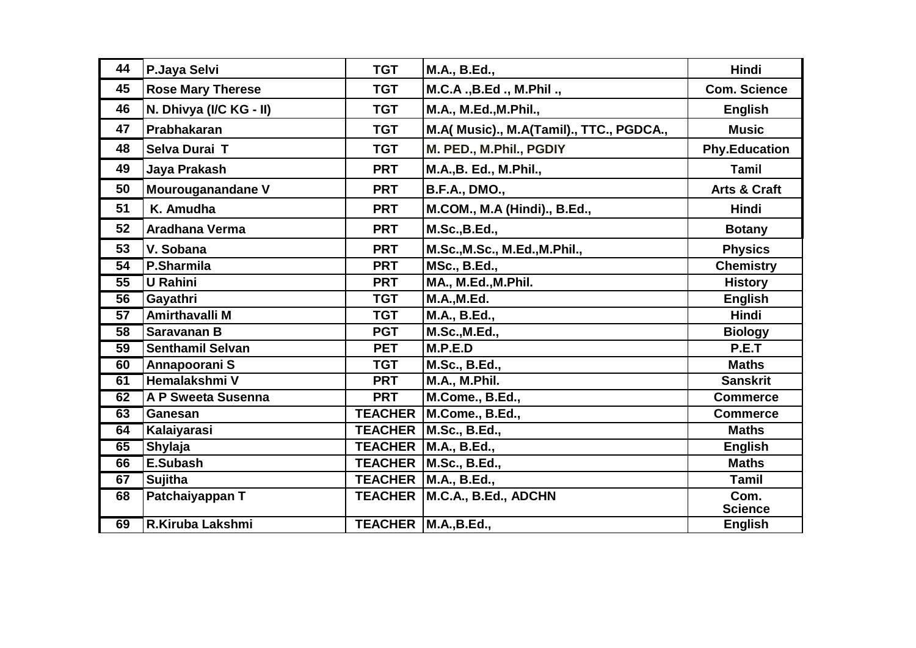| 44 | P.Jaya Selvi | TGT | M.A., B.Ed., | Hindi |
|---|---|---|---|---|
| 45 | Rose Mary Therese | TGT | M.C.A .,B.Ed ., M.Phil ., | Com. Science |
| 46 | N. Dhivya (I/C KG - II) | TGT | M.A., M.Ed.,M.Phil., | English |
| 47 | Prabhakaran | TGT | M.A( Music)., M.A(Tamil)., TTC., PGDCA., | Music |
| 48 | Selva Durai T | TGT | M. PED., M.Phil., PGDIY | Phy.Education |
| 49 | Jaya Prakash | PRT | M.A.,B. Ed., M.Phil., | Tamil |
| 50 | Mourouganandane V | PRT | B.F.A., DMO., | Arts & Craft |
| 51 | K. Amudha | PRT | M.COM., M.A (Hindi)., B.Ed., | Hindi |
| 52 | Aradhana Verma | PRT | M.Sc.,B.Ed., | Botany |
| 53 | V. Sobana | PRT | M.Sc.,M.Sc., M.Ed.,M.Phil., | Physics |
| 54 | P.Sharmila | PRT | MSc., B.Ed., | Chemistry |
| 55 | U Rahini | PRT | MA., M.Ed.,M.Phil. | History |
| 56 | Gayathri | TGT | M.A.,M.Ed. | English |
| 57 | Amirthavalli M | TGT | M.A., B.Ed., | Hindi |
| 58 | Saravanan B | PGT | M.Sc.,M.Ed., | Biology |
| 59 | Senthamil Selvan | PET | M.P.E.D | P.E.T |
| 60 | Annapoorani S | TGT | M.Sc., B.Ed., | Maths |
| 61 | Hemalakshmi V | PRT | M.A., M.Phil. | Sanskrit |
| 62 | A P Sweeta Susenna | PRT | M.Come., B.Ed., | Commerce |
| 63 | Ganesan | TEACHER | M.Come., B.Ed., | Commerce |
| 64 | Kalaiyarasi | TEACHER | M.Sc., B.Ed., | Maths |
| 65 | Shylaja | TEACHER | M.A., B.Ed., | English |
| 66 | E.Subash | TEACHER | M.Sc., B.Ed., | Maths |
| 67 | Sujitha | TEACHER | M.A., B.Ed., | Tamil |
| 68 | Patchaiyappan T | TEACHER | M.C.A., B.Ed., ADCHN | Com. Science |
| 69 | R.Kiruba Lakshmi | TEACHER | M.A.,B.Ed., | English |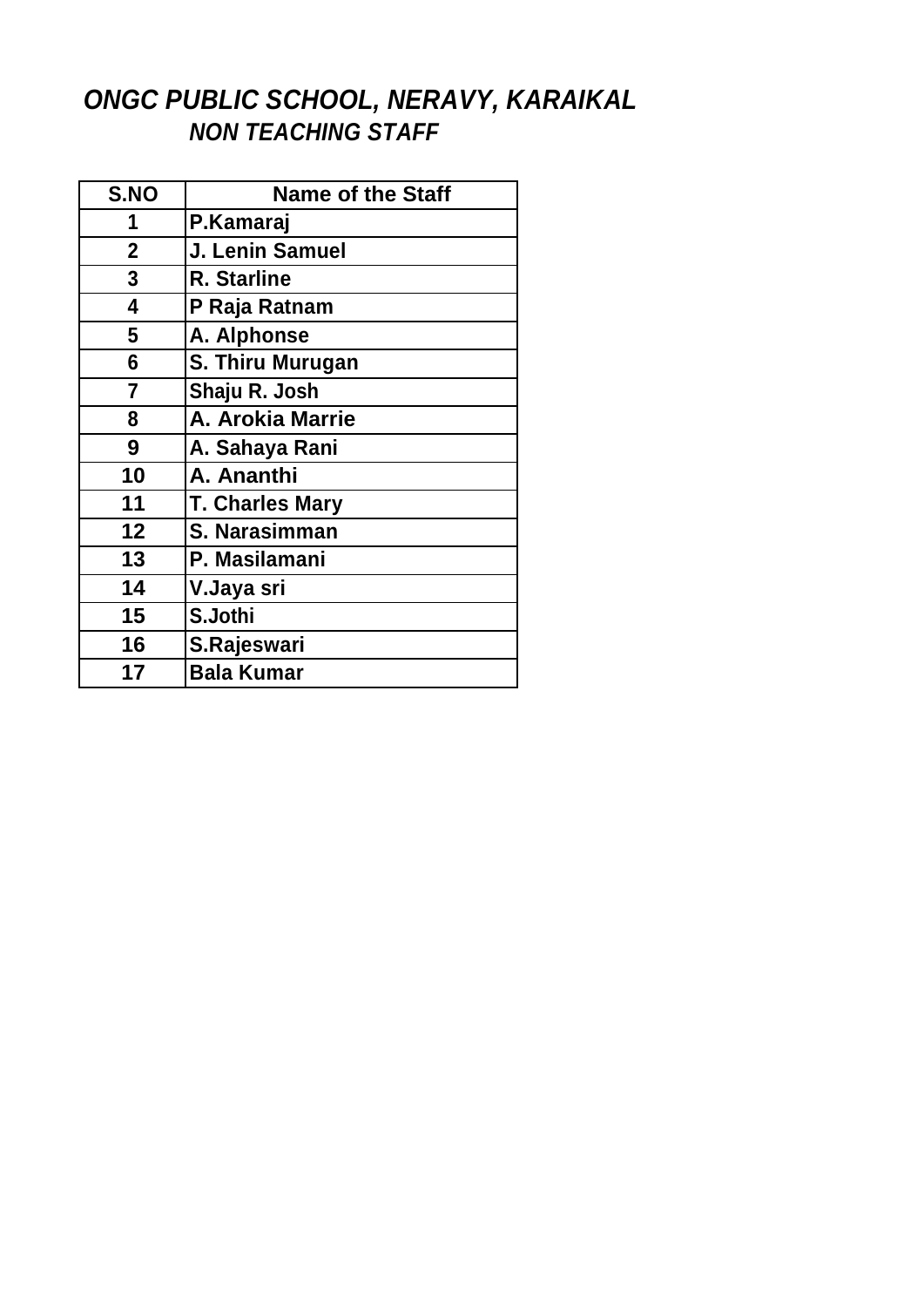# *ONGC PUBLIC SCHOOL, NERAVY, KARAIKAL*

## *NON TEACHING STAFF*

| S.NO | Name of the Staff |
|---|---|
| 1 | P.Kamaraj |
| 2 | J. Lenin Samuel |
| 3 | R. Starline |
| 4 | P Raja Ratnam |
| 5 | A. Alphonse |
| 6 | S. Thiru Murugan |
| 7 | Shaju R. Josh |
| 8 | A. Arokia Marrie |
| 9 | A. Sahaya Rani |
| 10 | A. Ananthi |
| 11 | T. Charles Mary |
| 12 | S. Narasimman |
| 13 | P. Masilamani |
| 14 | V.Jaya sri |
| 15 | S.Jothi |
| 16 | S.Rajeswari |
| 17 | Bala Kumar |